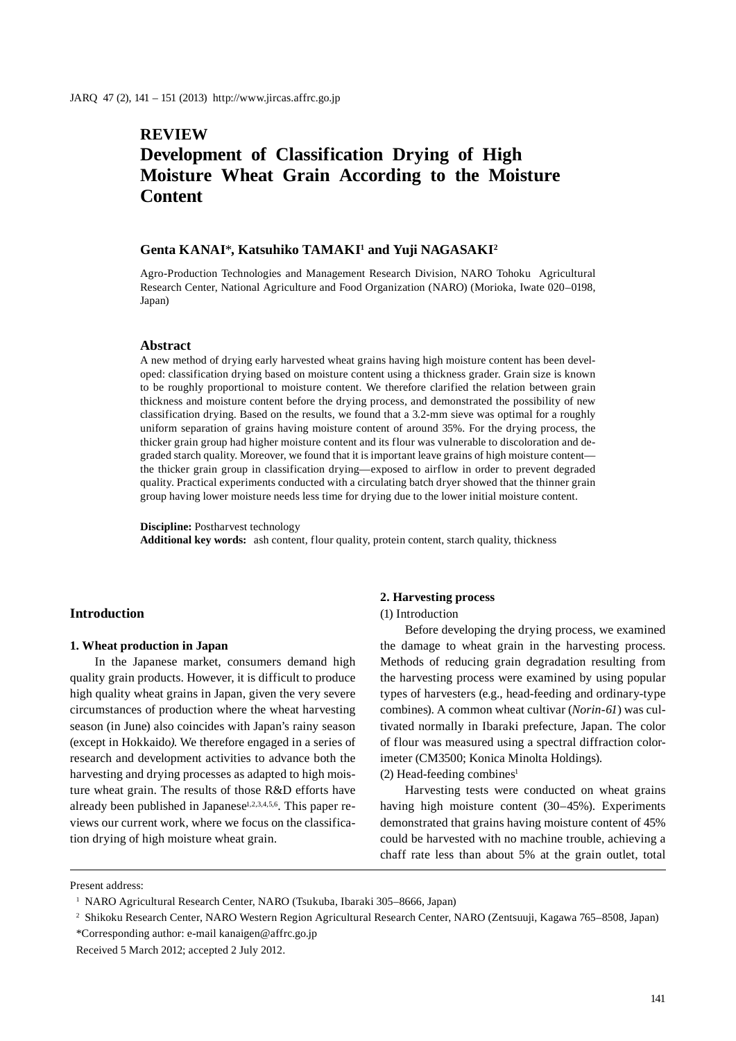**REVIEW**

# Development of Classification Drying of High Moisture Wheat Grain According to the Moisture Content

**Genta KANAI*, Katsuhiko TAMAKI[1] and Yuji NAGASAKI[2]**

Agro-Production Technologies and Management Research Division, NARO Tohoku Agricultural Research Center, National Agriculture and Food Organization (NARO) (Morioka, Iwate 020–0198, Japan)

## Abstract

A new method of drying early harvested wheat grains having high moisture content has been developed: classification drying based on moisture content using a thickness grader. Grain size is known to be roughly proportional to moisture content. We therefore clarified the relation between grain thickness and moisture content before the drying process, and demonstrated the possibility of new classification drying. Based on the results, we found that a 3.2-mm sieve was optimal for a roughly uniform separation of grains having moisture content of around 35%. For the drying process, the thicker grain group had higher moisture content and its flour was vulnerable to discoloration and degraded starch quality. Moreover, we found that it is important leave grains of high moisture content—the thicker grain group in classification drying—exposed to airflow in order to prevent degraded quality. Practical experiments conducted with a circulating batch dryer showed that the thinner grain group having lower moisture needs less time for drying due to the lower initial moisture content.

**Discipline:** Postharvest technology
**Additional key words:** ash content, flour quality, protein content, starch quality, thickness

## Introduction

### 1. Wheat production in Japan

In the Japanese market, consumers demand high quality grain products. However, it is difficult to produce high quality wheat grains in Japan, given the very severe circumstances of production where the wheat harvesting season (in June) also coincides with Japan's rainy season (except in Hokkaido). We therefore engaged in a series of research and development activities to advance both the harvesting and drying processes as adapted to high moisture wheat grain. The results of those R&D efforts have already been published in Japanese[1,2,3,4,5,6]. This paper reviews our current work, where we focus on the classification drying of high moisture wheat grain.

### 2. Harvesting process

(1) Introduction

Before developing the drying process, we examined the damage to wheat grain in the harvesting process. Methods of reducing grain degradation resulting from the harvesting process were examined by using popular types of harvesters (e.g., head-feeding and ordinary-type combines). A common wheat cultivar (*Norin-61*) was cultivated normally in Ibaraki prefecture, Japan. The color of flour was measured using a spectral diffraction colorimeter (CM3500; Konica Minolta Holdings).

(2) Head-feeding combines[1]

Harvesting tests were conducted on wheat grains having high moisture content (30–45%). Experiments demonstrated that grains having moisture content of 45% could be harvested with no machine trouble, achieving a chaff rate less than about 5% at the grain outlet, total

---

Present address:

[1] NARO Agricultural Research Center, NARO (Tsukuba, Ibaraki 305–8666, Japan)

[2] Shikoku Research Center, NARO Western Region Agricultural Research Center, NARO (Zentsuuji, Kagawa 765–8508, Japan)

*Corresponding author: e-mail kanaigen@affrc.go.jp

Received 5 March 2012; accepted 2 July 2012.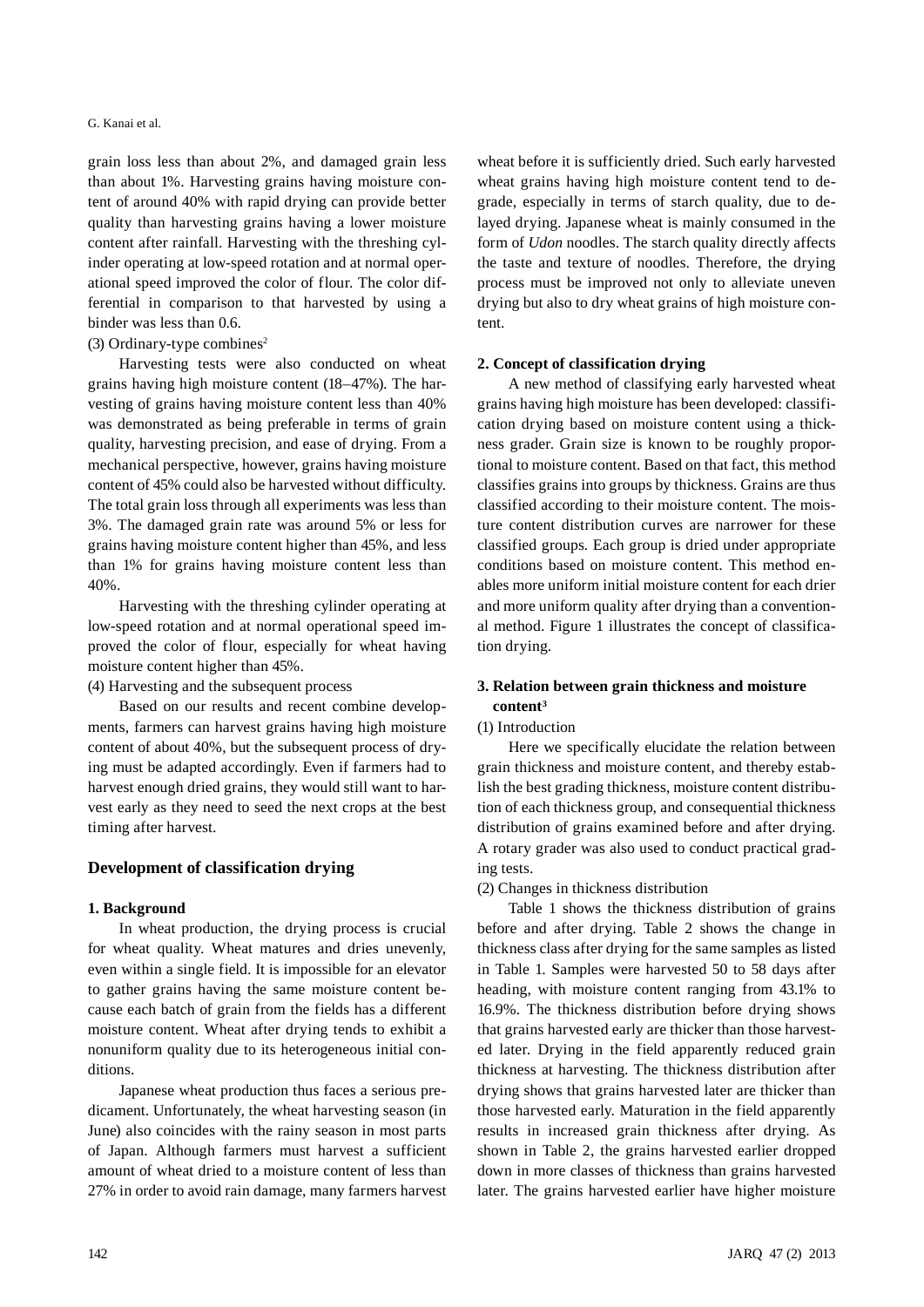grain loss less than about 2%, and damaged grain less than about 1%. Harvesting grains having moisture content of around 40% with rapid drying can provide better quality than harvesting grains having a lower moisture content after rainfall. Harvesting with the threshing cylinder operating at low-speed rotation and at normal operational speed improved the color of flour. The color differential in comparison to that harvested by using a binder was less than 0.6.

(3) Ordinary-type combines[2]

Harvesting tests were also conducted on wheat grains having high moisture content (18–47%). The harvesting of grains having moisture content less than 40% was demonstrated as being preferable in terms of grain quality, harvesting precision, and ease of drying. From a mechanical perspective, however, grains having moisture content of 45% could also be harvested without difficulty. The total grain loss through all experiments was less than 3%. The damaged grain rate was around 5% or less for grains having moisture content higher than 45%, and less than 1% for grains having moisture content less than 40%.

Harvesting with the threshing cylinder operating at low-speed rotation and at normal operational speed improved the color of flour, especially for wheat having moisture content higher than 45%.

(4) Harvesting and the subsequent process

Based on our results and recent combine developments, farmers can harvest grains having high moisture content of about 40%, but the subsequent process of drying must be adapted accordingly. Even if farmers had to harvest enough dried grains, they would still want to harvest early as they need to seed the next crops at the best timing after harvest.

## Development of classification drying

### 1. Background

In wheat production, the drying process is crucial for wheat quality. Wheat matures and dries unevenly, even within a single field. It is impossible for an elevator to gather grains having the same moisture content because each batch of grain from the fields has a different moisture content. Wheat after drying tends to exhibit a nonuniform quality due to its heterogeneous initial conditions.

Japanese wheat production thus faces a serious predicament. Unfortunately, the wheat harvesting season (in June) also coincides with the rainy season in most parts of Japan. Although farmers must harvest a sufficient amount of wheat dried to a moisture content of less than 27% in order to avoid rain damage, many farmers harvest wheat before it is sufficiently dried. Such early harvested wheat grains having high moisture content tend to degrade, especially in terms of starch quality, due to delayed drying. Japanese wheat is mainly consumed in the form of *Udon* noodles. The starch quality directly affects the taste and texture of noodles. Therefore, the drying process must be improved not only to alleviate uneven drying but also to dry wheat grains of high moisture content.

### 2. Concept of classification drying

A new method of classifying early harvested wheat grains having high moisture has been developed: classification drying based on moisture content using a thickness grader. Grain size is known to be roughly proportional to moisture content. Based on that fact, this method classifies grains into groups by thickness. Grains are thus classified according to their moisture content. The moisture content distribution curves are narrower for these classified groups. Each group is dried under appropriate conditions based on moisture content. This method enables more uniform initial moisture content for each drier and more uniform quality after drying than a conventional method. Figure 1 illustrates the concept of classification drying.

### 3. Relation between grain thickness and moisture content[3]

(1) Introduction

Here we specifically elucidate the relation between grain thickness and moisture content, and thereby establish the best grading thickness, moisture content distribution of each thickness group, and consequential thickness distribution of grains examined before and after drying. A rotary grader was also used to conduct practical grading tests.

(2) Changes in thickness distribution

Table 1 shows the thickness distribution of grains before and after drying. Table 2 shows the change in thickness class after drying for the same samples as listed in Table 1. Samples were harvested 50 to 58 days after heading, with moisture content ranging from 43.1% to 16.9%. The thickness distribution before drying shows that grains harvested early are thicker than those harvested later. Drying in the field apparently reduced grain thickness at harvesting. The thickness distribution after drying shows that grains harvested later are thicker than those harvested early. Maturation in the field apparently results in increased grain thickness after drying. As shown in Table 2, the grains harvested earlier dropped down in more classes of thickness than grains harvested later. The grains harvested earlier have higher moisture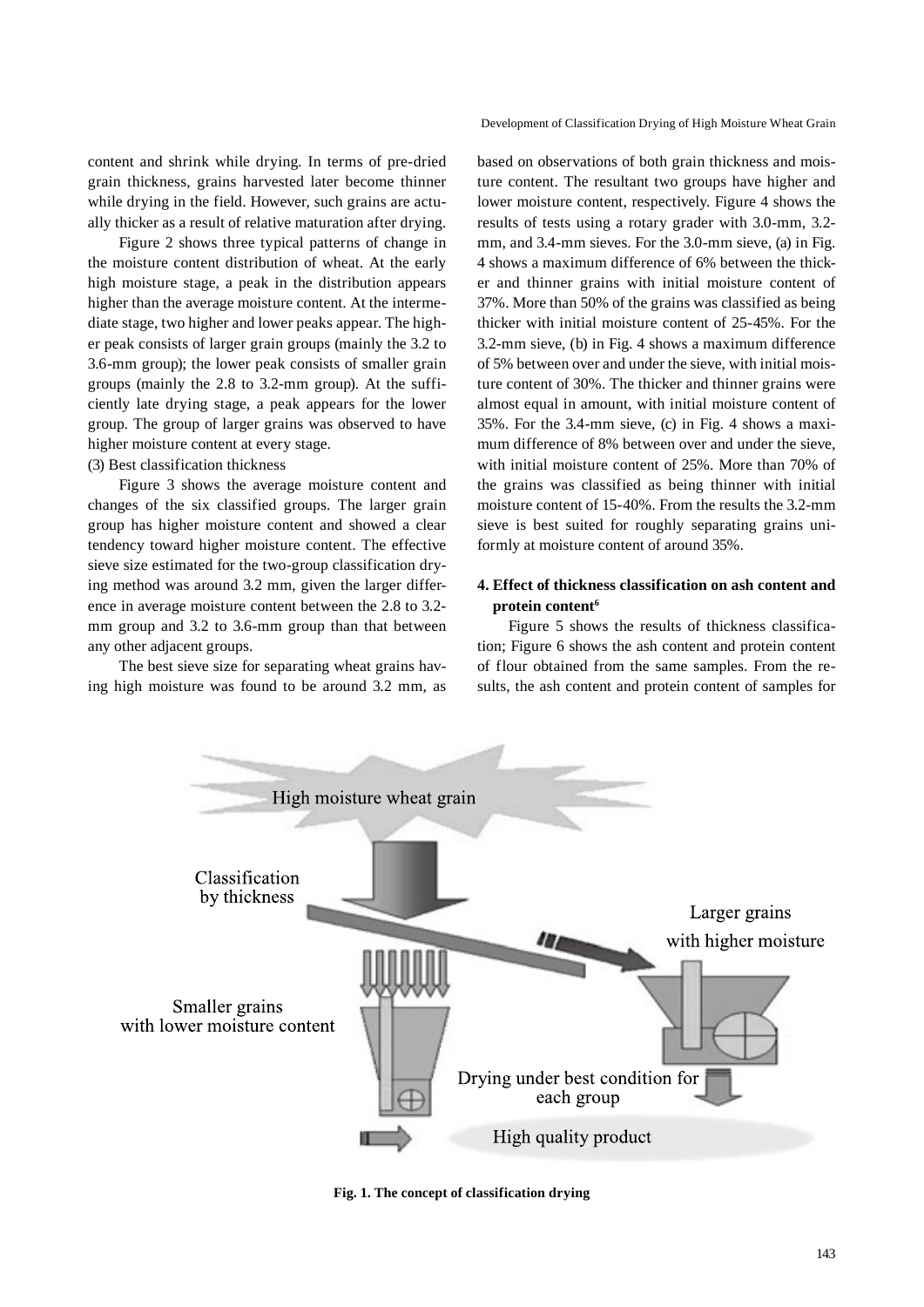content and shrink while drying. In terms of pre-dried grain thickness, grains harvested later become thinner while drying in the field. However, such grains are actually thicker as a result of relative maturation after drying.

Figure 2 shows three typical patterns of change in the moisture content distribution of wheat. At the early high moisture stage, a peak in the distribution appears higher than the average moisture content. At the intermediate stage, two higher and lower peaks appear. The higher peak consists of larger grain groups (mainly the 3.2 to 3.6-mm group); the lower peak consists of smaller grain groups (mainly the 2.8 to 3.2-mm group). At the sufficiently late drying stage, a peak appears for the lower group. The group of larger grains was observed to have higher moisture content at every stage.

(3) Best classification thickness

Figure 3 shows the average moisture content and changes of the six classified groups. The larger grain group has higher moisture content and showed a clear tendency toward higher moisture content. The effective sieve size estimated for the two-group classification drying method was around 3.2 mm, given the larger difference in average moisture content between the 2.8 to 3.2-mm group and 3.2 to 3.6-mm group than that between any other adjacent groups.

The best sieve size for separating wheat grains having high moisture was found to be around 3.2 mm, as based on observations of both grain thickness and moisture content. The resultant two groups have higher and lower moisture content, respectively. Figure 4 shows the results of tests using a rotary grader with 3.0-mm, 3.2-mm, and 3.4-mm sieves. For the 3.0-mm sieve, (a) in Fig. 4 shows a maximum difference of 6% between the thicker and thinner grains with initial moisture content of 37%. More than 50% of the grains was classified as being thicker with initial moisture content of 25-45%. For the 3.2-mm sieve, (b) in Fig. 4 shows a maximum difference of 5% between over and under the sieve, with initial moisture content of 30%. The thicker and thinner grains were almost equal in amount, with initial moisture content of 35%. For the 3.4-mm sieve, (c) in Fig. 4 shows a maximum difference of 8% between over and under the sieve, with initial moisture content of 25%. More than 70% of the grains was classified as being thinner with initial moisture content of 15-40%. From the results the 3.2-mm sieve is best suited for roughly separating grains uniformly at moisture content of around 35%.

## 4. Effect of thickness classification on ash content and protein content[6]

Figure 5 shows the results of thickness classification; Figure 6 shows the ash content and protein content of flour obtained from the same samples. From the results, the ash content and protein content of samples for

**Fig. 1. The concept of classification drying**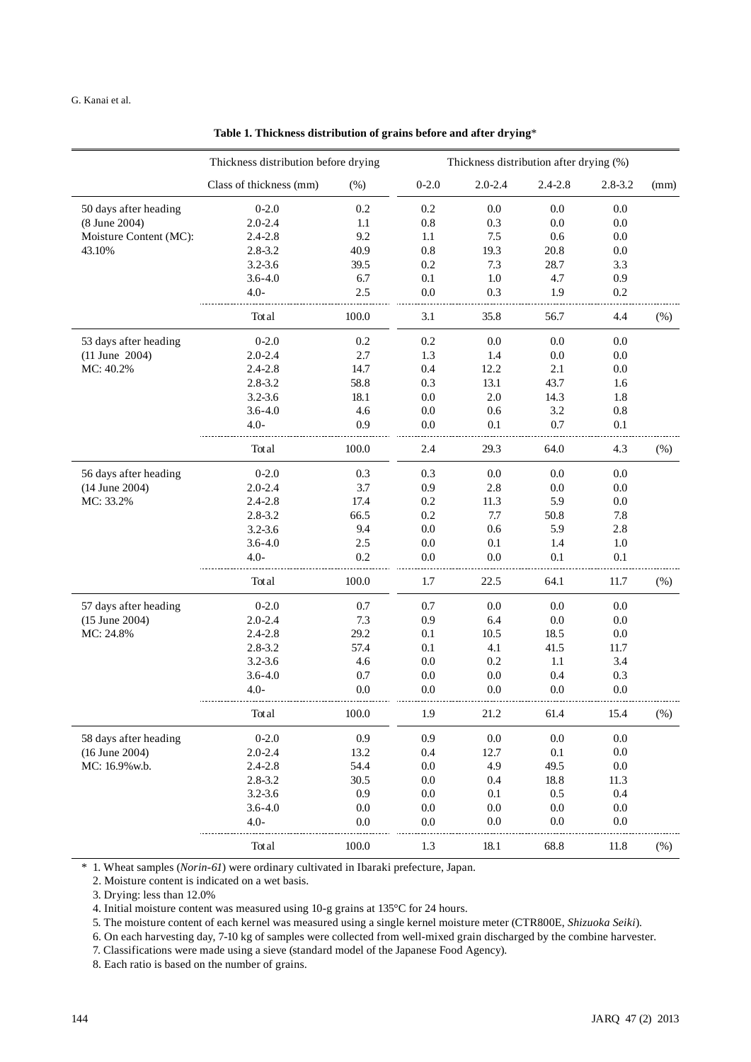**Table 1. Thickness distribution of grains before and after drying***

| | Thickness distribution before drying | | Thickness distribution after drying (%) | | | | |
|---|---|---|---|---|---|---|---|
| | Class of thickness (mm) | (%) | 0-2.0 | 2.0-2.4 | 2.4-2.8 | 2.8-3.2 | (mm) |
| 50 days after heading | 0-2.0 | 0.2 | 0.2 | 0.0 | 0.0 | 0.0 | |
| (8 June 2004) | 2.0-2.4 | 1.1 | 0.8 | 0.3 | 0.0 | 0.0 | |
| Moisture Content (MC): | 2.4-2.8 | 9.2 | 1.1 | 7.5 | 0.6 | 0.0 | |
| 43.10% | 2.8-3.2 | 40.9 | 0.8 | 19.3 | 20.8 | 0.0 | |
| | 3.2-3.6 | 39.5 | 0.2 | 7.3 | 28.7 | 3.3 | |
| | 3.6-4.0 | 6.7 | 0.1 | 1.0 | 4.7 | 0.9 | |
| | 4.0- | 2.5 | 0.0 | 0.3 | 1.9 | 0.2 | |
| | Total | 100.0 | 3.1 | 35.8 | 56.7 | 4.4 | (%) |
| 53 days after heading | 0-2.0 | 0.2 | 0.2 | 0.0 | 0.0 | 0.0 | |
| (11 June 2004) | 2.0-2.4 | 2.7 | 1.3 | 1.4 | 0.0 | 0.0 | |
| MC: 40.2% | 2.4-2.8 | 14.7 | 0.4 | 12.2 | 2.1 | 0.0 | |
| | 2.8-3.2 | 58.8 | 0.3 | 13.1 | 43.7 | 1.6 | |
| | 3.2-3.6 | 18.1 | 0.0 | 2.0 | 14.3 | 1.8 | |
| | 3.6-4.0 | 4.6 | 0.0 | 0.6 | 3.2 | 0.8 | |
| | 4.0- | 0.9 | 0.0 | 0.1 | 0.7 | 0.1 | |
| | Total | 100.0 | 2.4 | 29.3 | 64.0 | 4.3 | (%) |
| 56 days after heading | 0-2.0 | 0.3 | 0.3 | 0.0 | 0.0 | 0.0 | |
| (14 June 2004) | 2.0-2.4 | 3.7 | 0.9 | 2.8 | 0.0 | 0.0 | |
| MC: 33.2% | 2.4-2.8 | 17.4 | 0.2 | 11.3 | 5.9 | 0.0 | |
| | 2.8-3.2 | 66.5 | 0.2 | 7.7 | 50.8 | 7.8 | |
| | 3.2-3.6 | 9.4 | 0.0 | 0.6 | 5.9 | 2.8 | |
| | 3.6-4.0 | 2.5 | 0.0 | 0.1 | 1.4 | 1.0 | |
| | 4.0- | 0.2 | 0.0 | 0.0 | 0.1 | 0.1 | |
| | Total | 100.0 | 1.7 | 22.5 | 64.1 | 11.7 | (%) |
| 57 days after heading | 0-2.0 | 0.7 | 0.7 | 0.0 | 0.0 | 0.0 | |
| (15 June 2004) | 2.0-2.4 | 7.3 | 0.9 | 6.4 | 0.0 | 0.0 | |
| MC: 24.8% | 2.4-2.8 | 29.2 | 0.1 | 10.5 | 18.5 | 0.0 | |
| | 2.8-3.2 | 57.4 | 0.1 | 4.1 | 41.5 | 11.7 | |
| | 3.2-3.6 | 4.6 | 0.0 | 0.2 | 1.1 | 3.4 | |
| | 3.6-4.0 | 0.7 | 0.0 | 0.0 | 0.4 | 0.3 | |
| | 4.0- | 0.0 | 0.0 | 0.0 | 0.0 | 0.0 | |
| | Total | 100.0 | 1.9 | 21.2 | 61.4 | 15.4 | (%) |
| 58 days after heading | 0-2.0 | 0.9 | 0.9 | 0.0 | 0.0 | 0.0 | |
| (16 June 2004) | 2.0-2.4 | 13.2 | 0.4 | 12.7 | 0.1 | 0.0 | |
| MC: 16.9%w.b. | 2.4-2.8 | 54.4 | 0.0 | 4.9 | 49.5 | 0.0 | |
| | 2.8-3.2 | 30.5 | 0.0 | 0.4 | 18.8 | 11.3 | |
| | 3.2-3.6 | 0.9 | 0.0 | 0.1 | 0.5 | 0.4 | |
| | 3.6-4.0 | 0.0 | 0.0 | 0.0 | 0.0 | 0.0 | |
| | 4.0- | 0.0 | 0.0 | 0.0 | 0.0 | 0.0 | |
| | Total | 100.0 | 1.3 | 18.1 | 68.8 | 11.8 | (%) |

\* 1. Wheat samples (*Norin-61*) were ordinary cultivated in Ibaraki prefecture, Japan.

2. Moisture content is indicated on a wet basis.

3. Drying: less than 12.0%

4. Initial moisture content was measured using 10-g grains at 135°C for 24 hours.

5. The moisture content of each kernel was measured using a single kernel moisture meter (CTR800E, *Shizuoka Seiki*).

6. On each harvesting day, 7-10 kg of samples were collected from well-mixed grain discharged by the combine harvester.

7. Classifications were made using a sieve (standard model of the Japanese Food Agency).

8. Each ratio is based on the number of grains.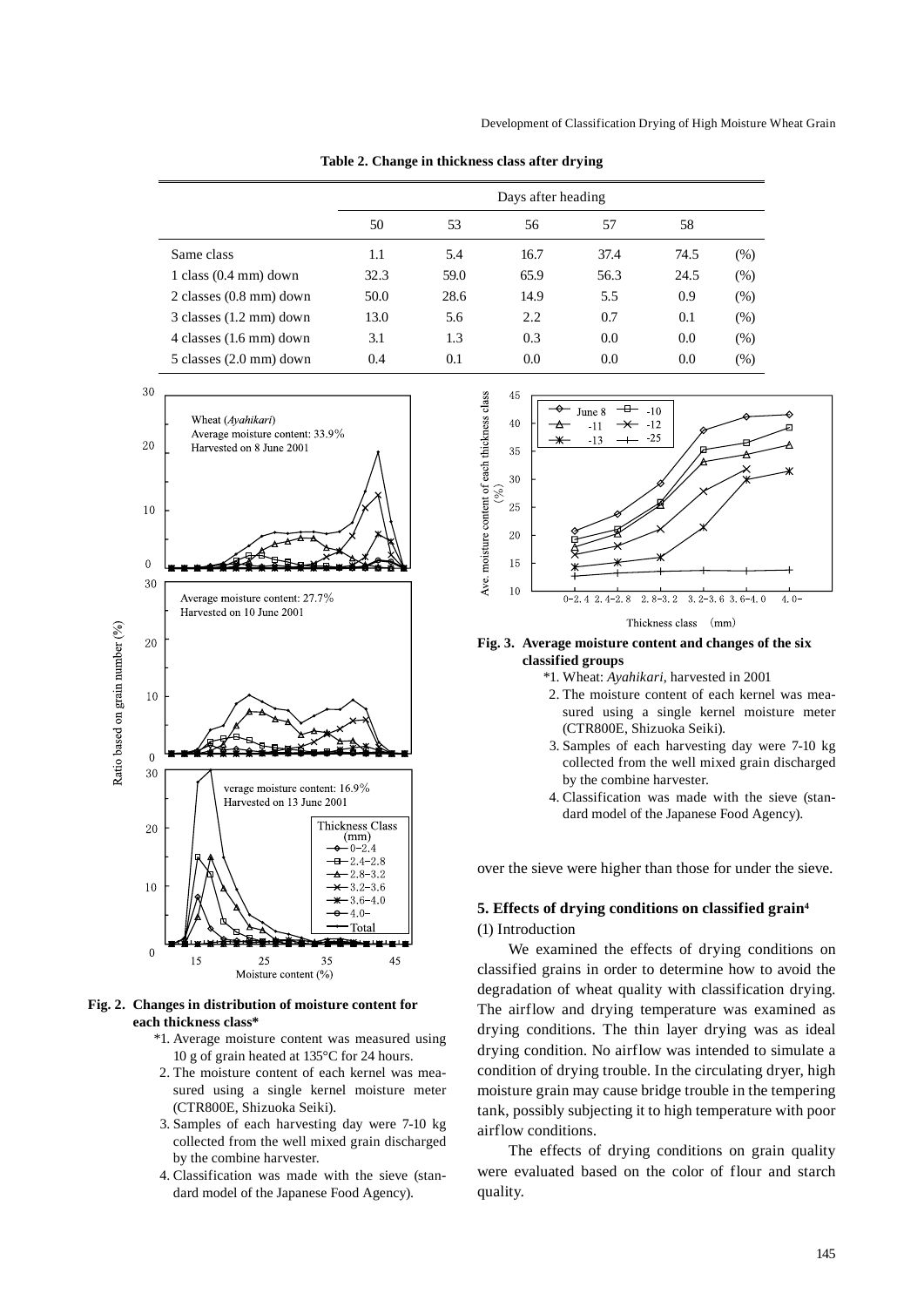**Table 2. Change in thickness class after drying**

| | Days after heading | | | | | |
|---|---|---|---|---|---|---|
| | 50 | 53 | 56 | 57 | 58 | |
| Same class | 1.1 | 5.4 | 16.7 | 37.4 | 74.5 | (%) |
| 1 class (0.4 mm) down | 32.3 | 59.0 | 65.9 | 56.3 | 24.5 | (%) |
| 2 classes (0.8 mm) down | 50.0 | 28.6 | 14.9 | 5.5 | 0.9 | (%) |
| 3 classes (1.2 mm) down | 13.0 | 5.6 | 2.2 | 0.7 | 0.1 | (%) |
| 4 classes (1.6 mm) down | 3.1 | 1.3 | 0.3 | 0.0 | 0.0 | (%) |
| 5 classes (2.0 mm) down | 0.4 | 0.1 | 0.0 | 0.0 | 0.0 | (%) |

**Fig. 2. Changes in distribution of moisture content for each thickness class***

\*1. Average moisture content was measured using 10 g of grain heated at 135°C for 24 hours.
2. The moisture content of each kernel was measured using a single kernel moisture meter (CTR800E, Shizuoka Seiki).
3. Samples of each harvesting day were 7-10 kg collected from the well mixed grain discharged by the combine harvester.
4. Classification was made with the sieve (standard model of the Japanese Food Agency).

**Fig. 3. Average moisture content and changes of the six classified groups**

\*1. Wheat: *Ayahikari*, harvested in 2001
2. The moisture content of each kernel was measured using a single kernel moisture meter (CTR800E, Shizuoka Seiki).
3. Samples of each harvesting day were 7-10 kg collected from the well mixed grain discharged by the combine harvester.
4. Classification was made with the sieve (standard model of the Japanese Food Agency).

over the sieve were higher than those for under the sieve.

### 5. Effects of drying conditions on classified grain[4]

(1) Introduction

We examined the effects of drying conditions on classified grains in order to determine how to avoid the degradation of wheat quality with classification drying. The airflow and drying temperature was examined as drying conditions. The thin layer drying was as ideal drying condition. No airflow was intended to simulate a condition of drying trouble. In the circulating dryer, high moisture grain may cause bridge trouble in the tempering tank, possibly subjecting it to high temperature with poor airflow conditions.

The effects of drying conditions on grain quality were evaluated based on the color of flour and starch quality.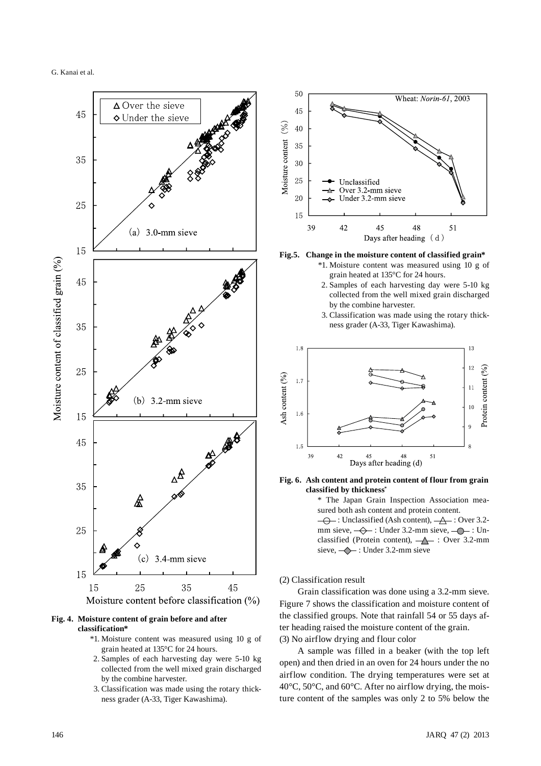**Fig. 4. Moisture content of grain before and after classification***

*1. Moisture content was measured using 10 g of grain heated at 135°C for 24 hours.
2. Samples of each harvesting day were 5-10 kg collected from the well mixed grain discharged by the combine harvester.
3. Classification was made using the rotary thickness grader (A-33, Tiger Kawashima).

**Fig.5. Change in the moisture content of classified grain***

*1. Moisture content was measured using 10 g of grain heated at 135°C for 24 hours.
2. Samples of each harvesting day were 5-10 kg collected from the well mixed grain discharged by the combine harvester.
3. Classification was made using the rotary thickness grader (A-33, Tiger Kawashima).

**Fig. 6. Ash content and protein content of flour from grain classified by thickness***

* The Japan Grain Inspection Association measured both ash content and protein content.
○ : Unclassified (Ash content), △ : Over 3.2-mm sieve, ◇ : Under 3.2-mm sieve, ● : Unclassified (Protein content), ▲ : Over 3.2-mm sieve, ◆ : Under 3.2-mm sieve

(2) Classification result

Grain classification was done using a 3.2-mm sieve. Figure 7 shows the classification and moisture content of the classified groups. Note that rainfall 54 or 55 days after heading raised the moisture content of the grain.

(3) No airflow drying and flour color

A sample was filled in a beaker (with the top left open) and then dried in an oven for 24 hours under the no airflow condition. The drying temperatures were set at 40°C, 50°C, and 60°C. After no airflow drying, the moisture content of the samples was only 2 to 5% below the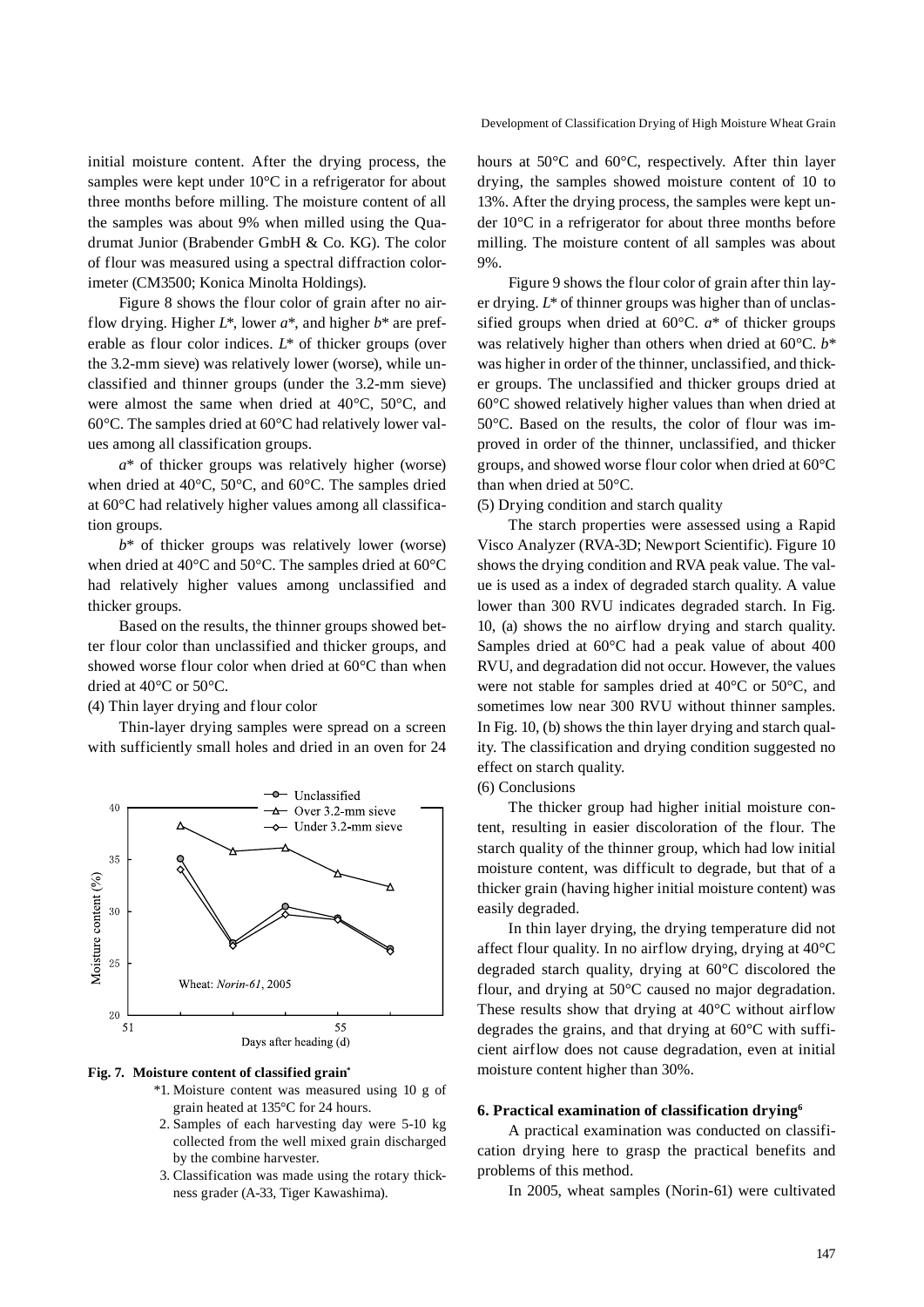initial moisture content. After the drying process, the samples were kept under 10°C in a refrigerator for about three months before milling. The moisture content of all the samples was about 9% when milled using the Quadrumat Junior (Brabender GmbH & Co. KG). The color of flour was measured using a spectral diffraction colorimeter (CM3500; Konica Minolta Holdings).

Figure 8 shows the flour color of grain after no airflow drying. Higher *L*\*, lower *a*\*, and higher *b*\* are preferable as flour color indices. *L*\* of thicker groups (over the 3.2-mm sieve) was relatively lower (worse), while unclassified and thinner groups (under the 3.2-mm sieve) were almost the same when dried at 40°C, 50°C, and 60°C. The samples dried at 60°C had relatively lower values among all classification groups.

*a*\* of thicker groups was relatively higher (worse) when dried at 40°C, 50°C, and 60°C. The samples dried at 60°C had relatively higher values among all classification groups.

*b*\* of thicker groups was relatively lower (worse) when dried at 40°C and 50°C. The samples dried at 60°C had relatively higher values among unclassified and thicker groups.

Based on the results, the thinner groups showed better flour color than unclassified and thicker groups, and showed worse flour color when dried at 60°C than when dried at 40°C or 50°C.

(4) Thin layer drying and flour color

Thin-layer drying samples were spread on a screen with sufficiently small holes and dried in an oven for 24

**Fig. 7. Moisture content of classified grain**\*

\*1. Moisture content was measured using 10 g of grain heated at 135°C for 24 hours.
2. Samples of each harvesting day were 5-10 kg collected from the well mixed grain discharged by the combine harvester.
3. Classification was made using the rotary thickness grader (A-33, Tiger Kawashima).

hours at 50°C and 60°C, respectively. After thin layer drying, the samples showed moisture content of 10 to 13%. After the drying process, the samples were kept under 10°C in a refrigerator for about three months before milling. The moisture content of all samples was about 9%.

Figure 9 shows the flour color of grain after thin layer drying. *L*\* of thinner groups was higher than of unclassified groups when dried at 60°C. *a*\* of thicker groups was relatively higher than others when dried at 60°C. *b*\* was higher in order of the thinner, unclassified, and thicker groups. The unclassified and thicker groups dried at 60°C showed relatively higher values than when dried at 50°C. Based on the results, the color of flour was improved in order of the thinner, unclassified, and thicker groups, and showed worse flour color when dried at 60°C than when dried at 50°C.

(5) Drying condition and starch quality

The starch properties were assessed using a Rapid Visco Analyzer (RVA-3D; Newport Scientific). Figure 10 shows the drying condition and RVA peak value. The value is used as a index of degraded starch quality. A value lower than 300 RVU indicates degraded starch. In Fig. 10, (a) shows the no airflow drying and starch quality. Samples dried at 60°C had a peak value of about 400 RVU, and degradation did not occur. However, the values were not stable for samples dried at 40°C or 50°C, and sometimes low near 300 RVU without thinner samples. In Fig. 10, (b) shows the thin layer drying and starch quality. The classification and drying condition suggested no effect on starch quality.

(6) Conclusions

The thicker group had higher initial moisture content, resulting in easier discoloration of the flour. The starch quality of the thinner group, which had low initial moisture content, was difficult to degrade, but that of a thicker grain (having higher initial moisture content) was easily degraded.

In thin layer drying, the drying temperature did not affect flour quality. In no airflow drying, drying at 40°C degraded starch quality, drying at 60°C discolored the flour, and drying at 50°C caused no major degradation. These results show that drying at 40°C without airflow degrades the grains, and that drying at 60°C with sufficient airflow does not cause degradation, even at initial moisture content higher than 30%.

## 6. Practical examination of classification drying[6]

A practical examination was conducted on classification drying here to grasp the practical benefits and problems of this method.

In 2005, wheat samples (Norin-61) were cultivated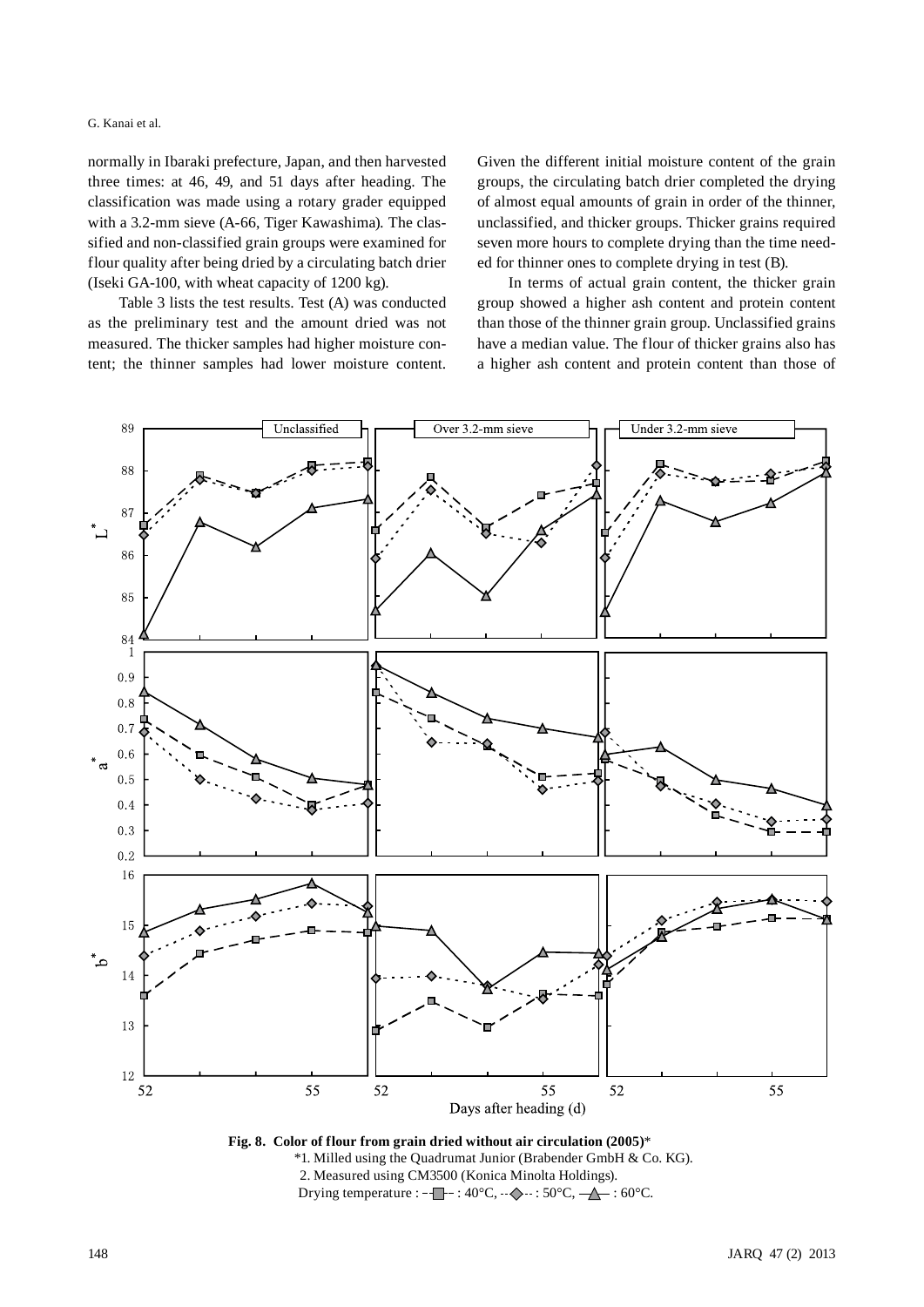normally in Ibaraki prefecture, Japan, and then harvested three times: at 46, 49, and 51 days after heading. The classification was made using a rotary grader equipped with a 3.2-mm sieve (A-66, Tiger Kawashima). The classified and non-classified grain groups were examined for flour quality after being dried by a circulating batch drier (Iseki GA-100, with wheat capacity of 1200 kg).

Table 3 lists the test results. Test (A) was conducted as the preliminary test and the amount dried was not measured. The thicker samples had higher moisture content; the thinner samples had lower moisture content. Given the different initial moisture content of the grain groups, the circulating batch drier completed the drying of almost equal amounts of grain in order of the thinner, unclassified, and thicker groups. Thicker grains required seven more hours to complete drying than the time needed for thinner ones to complete drying in test (B).

In terms of actual grain content, the thicker grain group showed a higher ash content and protein content than those of the thinner grain group. Unclassified grains have a median value. The flour of thicker grains also has a higher ash content and protein content than those of

**Fig. 8. Color of flour from grain dried without air circulation (2005)***

*1. Milled using the Quadrumat Junior (Brabender GmbH & Co. KG).
2. Measured using CM3500 (Konica Minolta Holdings).
Drying temperature : –□– : 40°C, ··◇·· : 50°C, —△— : 60°C.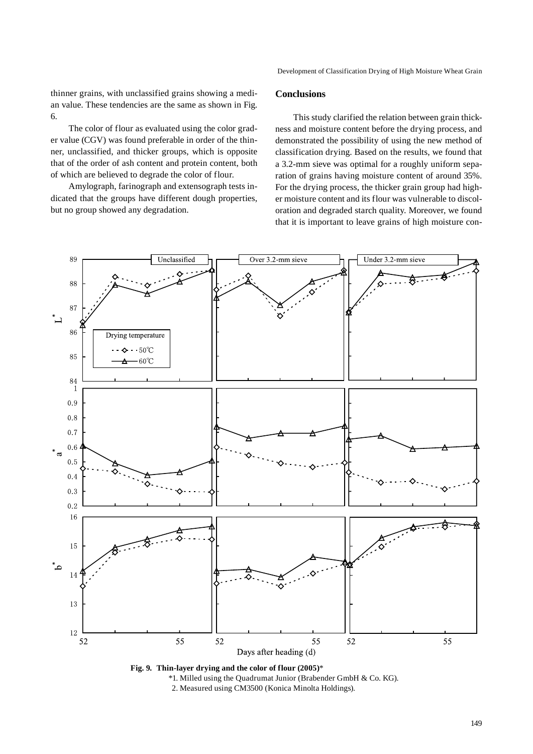thinner grains, with unclassified grains showing a median value. These tendencies are the same as shown in Fig. 6.

The color of flour as evaluated using the color grader value (CGV) was found preferable in order of the thinner, unclassified, and thicker groups, which is opposite that of the order of ash content and protein content, both of which are believed to degrade the color of flour.

Amylograph, farinograph and extensograph tests indicated that the groups have different dough properties, but no group showed any degradation.

## Conclusions

This study clarified the relation between grain thickness and moisture content before the drying process, and demonstrated the possibility of using the new method of classification drying. Based on the results, we found that a 3.2-mm sieve was optimal for a roughly uniform separation of grains having moisture content of around 35%. For the drying process, the thicker grain group had higher moisture content and its flour was vulnerable to discoloration and degraded starch quality. Moreover, we found that it is important to leave grains of high moisture con-

**Fig. 9. Thin-layer drying and the color of flour (2005)**\*

\*1. Milled using the Quadrumat Junior (Brabender GmbH & Co. KG).

2. Measured using CM3500 (Konica Minolta Holdings).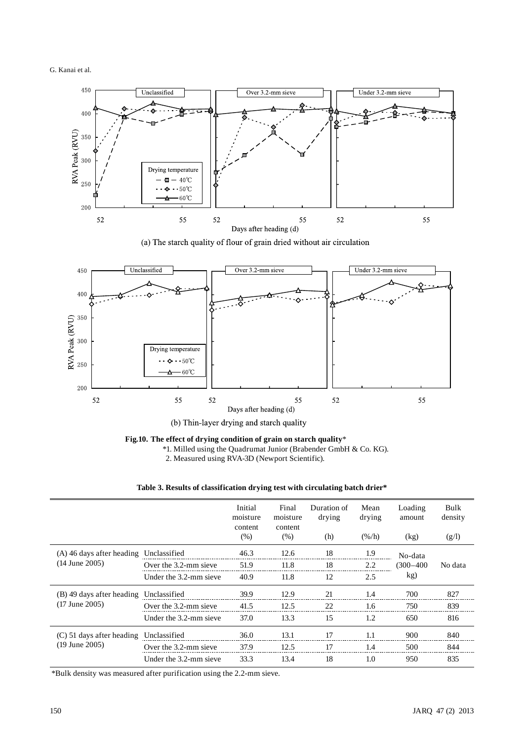(a) The starch quality of flour of grain dried without air circulation

(b) Thin-layer drying and starch quality

**Fig.10. The effect of drying condition of grain on starch quality***

*1. Milled using the Quadrumat Junior (Brabender GmbH & Co. KG).
2. Measured using RVA-3D (Newport Scientific).

**Table 3. Results of classification drying test with circulating batch drier***

| | | Initial moisture content (%) | Final moisture content (%) | Duration of drying (h) | Mean drying (%/h) | Loading amount (kg) | Bulk density (g/l) |
|---|---|---|---|---|---|---|---|
| (A) 46 days after heading (14 June 2005) | Unclassified | 46.3 | 12.6 | 18 | 1.9 | No-data (300–400 kg) | No data |
| | Over the 3.2-mm sieve | 51.9 | 11.8 | 18 | 2.2 | | |
| | Under the 3.2-mm sieve | 40.9 | 11.8 | 12 | 2.5 | | |
| (B) 49 days after heading (17 June 2005) | Unclassified | 39.9 | 12.9 | 21 | 1.4 | 700 | 827 |
| | Over the 3.2-mm sieve | 41.5 | 12.5 | 22 | 1.6 | 750 | 839 |
| | Under the 3.2-mm sieve | 37.0 | 13.3 | 15 | 1.2 | 650 | 816 |
| (C) 51 days after heading (19 June 2005) | Unclassified | 36.0 | 13.1 | 17 | 1.1 | 900 | 840 |
| | Over the 3.2-mm sieve | 37.9 | 12.5 | 17 | 1.4 | 500 | 844 |
| | Under the 3.2-mm sieve | 33.3 | 13.4 | 18 | 1.0 | 950 | 835 |

*Bulk density was measured after purification using the 2.2-mm sieve.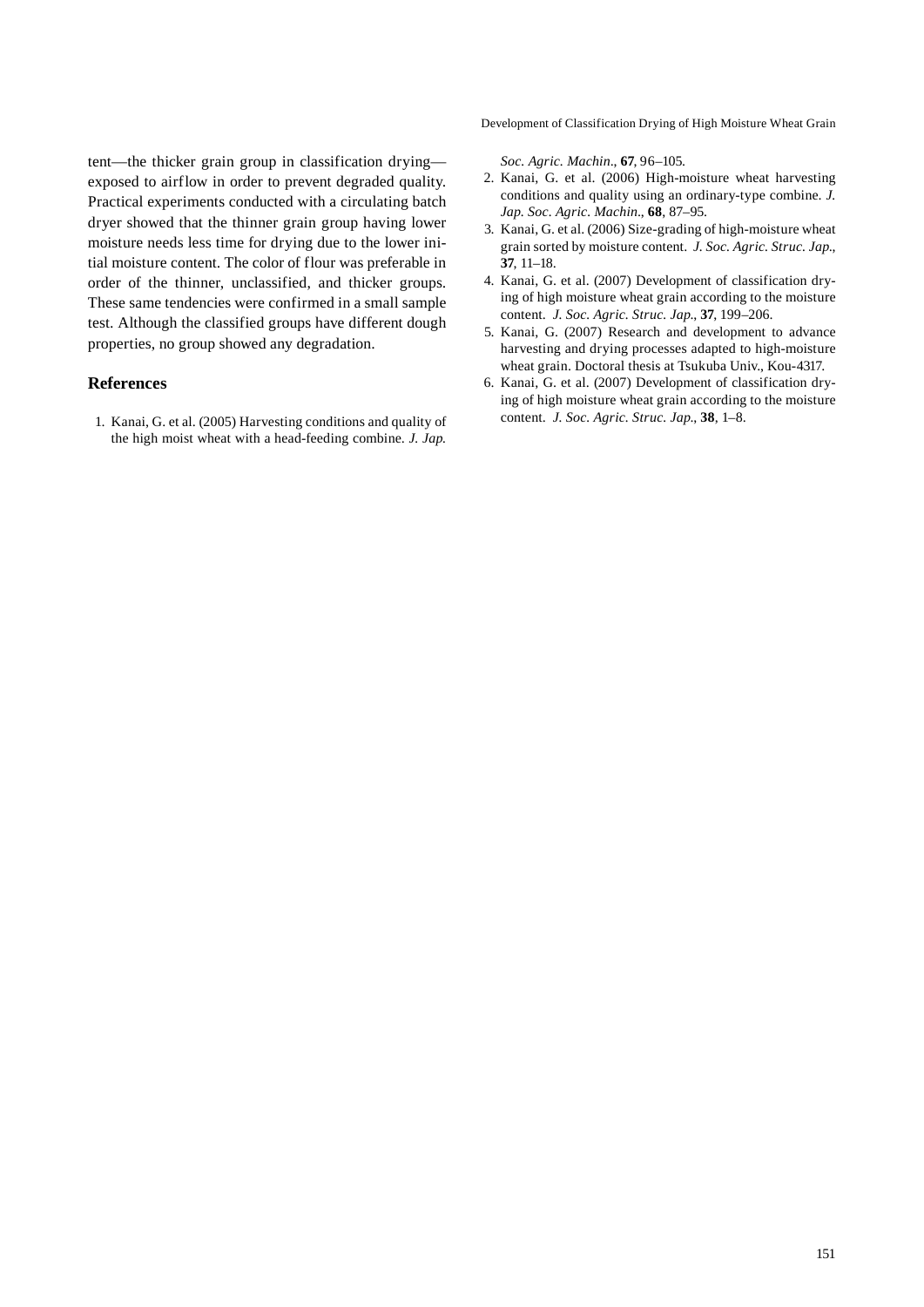tent—the thicker grain group in classification drying—exposed to airflow in order to prevent degraded quality. Practical experiments conducted with a circulating batch dryer showed that the thinner grain group having lower moisture needs less time for drying due to the lower initial moisture content. The color of flour was preferable in order of the thinner, unclassified, and thicker groups. These same tendencies were confirmed in a small sample test. Although the classified groups have different dough properties, no group showed any degradation.

## References

1. Kanai, G. et al. (2005) Harvesting conditions and quality of the high moist wheat with a head-feeding combine. *J. Jap. Soc. Agric. Machin.*, **67**, 96–105.
2. Kanai, G. et al. (2006) High-moisture wheat harvesting conditions and quality using an ordinary-type combine. *J. Jap. Soc. Agric. Machin.*, **68**, 87–95.
3. Kanai, G. et al. (2006) Size-grading of high-moisture wheat grain sorted by moisture content. *J. Soc. Agric. Struc. Jap.*, **37**, 11–18.
4. Kanai, G. et al. (2007) Development of classification drying of high moisture wheat grain according to the moisture content. *J. Soc. Agric. Struc. Jap.*, **37**, 199–206.
5. Kanai, G. (2007) Research and development to advance harvesting and drying processes adapted to high-moisture wheat grain. Doctoral thesis at Tsukuba Univ., Kou-4317.
6. Kanai, G. et al. (2007) Development of classification drying of high moisture wheat grain according to the moisture content. *J. Soc. Agric. Struc. Jap.*, **38**, 1–8.